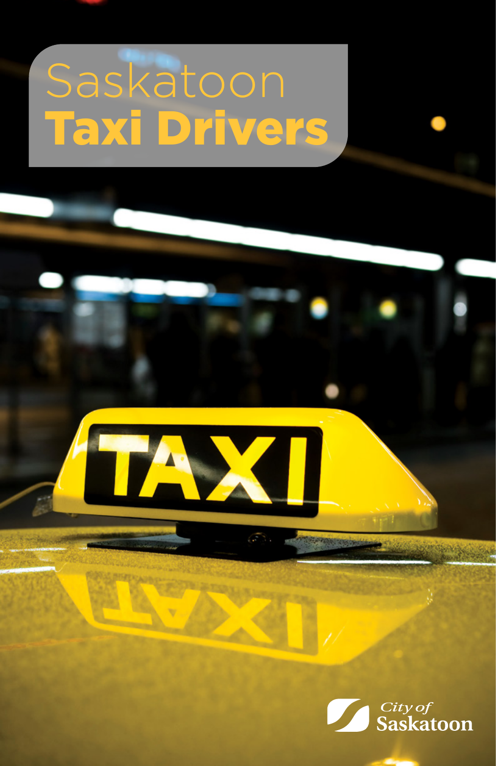# Saskatoon **Taxi Drivers**

City of Saskatoon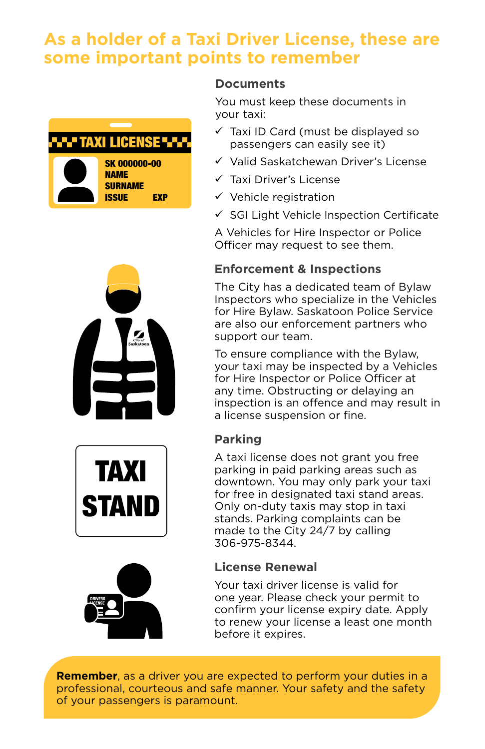## As a holder of a Taxi Driver License, these are some important points to remember

### Documents

You must keep these documents in your taxi:

- ✓ Taxi ID Card (must be displayed so passengers can easily see it)
- ✓ Valid Saskatchewan Driver's License
- ✓ Taxi Driver's License
- ✓ Vehicle registration
- ✓ SGI Light Vehicle Inspection Certificate

A Vehicles for Hire Inspector or Police Officer may request to see them.

### Enforcement & Inspections

The City has a dedicated team of Bylaw Inspectors who specialize in the Vehicles for Hire Bylaw. Saskatoon Police Service are also our enforcement partners who support our team.

To ensure compliance with the Bylaw, your taxi may be inspected by a Vehicles for Hire Inspector or Police Officer at any time. Obstructing or delaying an inspection is an offence and may result in a license suspension or fine.

### Parking

A taxi license does not grant you free parking in paid parking areas such as downtown. You may only park your taxi for free in designated taxi stand areas. Only on-duty taxis may stop in taxi stands. Parking complaints can be made to the City 24/7 by calling 306-975-8344.

### License Renewal

Your taxi driver license is valid for one year. Please check your permit to confirm your license expiry date. Apply to renew your license a least one month before it expires.

**Remember**, as a driver you are expected to perform your duties in a professional, courteous and safe manner. Your safety and the safety of your passengers is paramount.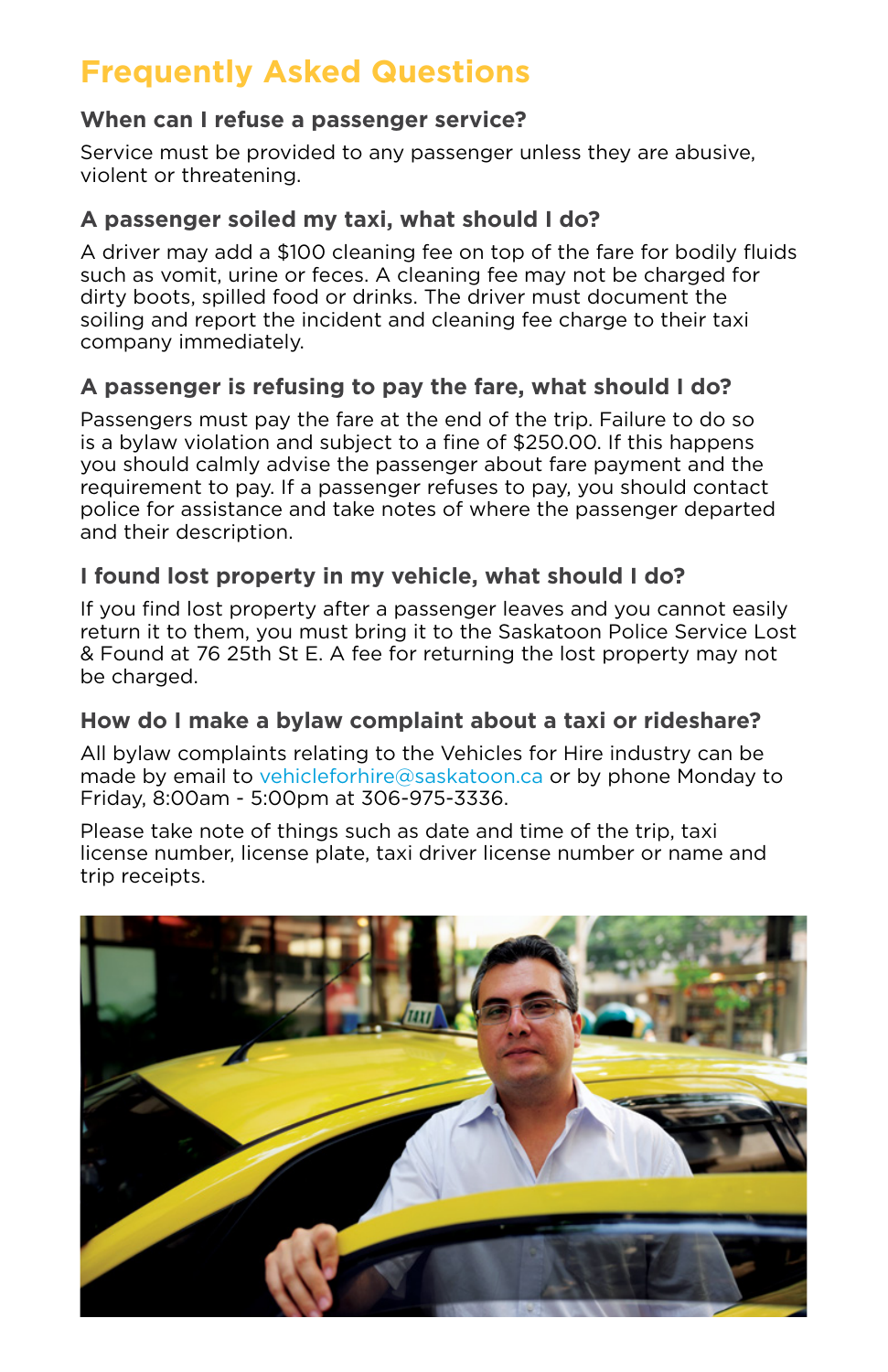# Frequently Asked Questions

### When can I refuse a passenger service?

Service must be provided to any passenger unless they are abusive, violent or threatening.

### A passenger soiled my taxi, what should I do?

A driver may add a $100 cleaning fee on top of the fare for bodily fluids such as vomit, urine or feces. A cleaning fee may not be charged for dirty boots, spilled food or drinks. The driver must document the soiling and report the incident and cleaning fee charge to their taxi company immediately.

### A passenger is refusing to pay the fare, what should I do?

Passengers must pay the fare at the end of the trip. Failure to do so is a bylaw violation and subject to a fine of $250.00. If this happens you should calmly advise the passenger about fare payment and the requirement to pay. If a passenger refuses to pay, you should contact police for assistance and take notes of where the passenger departed and their description.

### I found lost property in my vehicle, what should I do?

If you find lost property after a passenger leaves and you cannot easily return it to them, you must bring it to the Saskatoon Police Service Lost & Found at 76 25th St E. A fee for returning the lost property may not be charged.

### How do I make a bylaw complaint about a taxi or rideshare?

All bylaw complaints relating to the Vehicles for Hire industry can be made by email to vehicleforhire@saskatoon.ca or by phone Monday to Friday, 8:00am - 5:00pm at 306-975-3336.

Please take note of things such as date and time of the trip, taxi license number, license plate, taxi driver license number or name and trip receipts.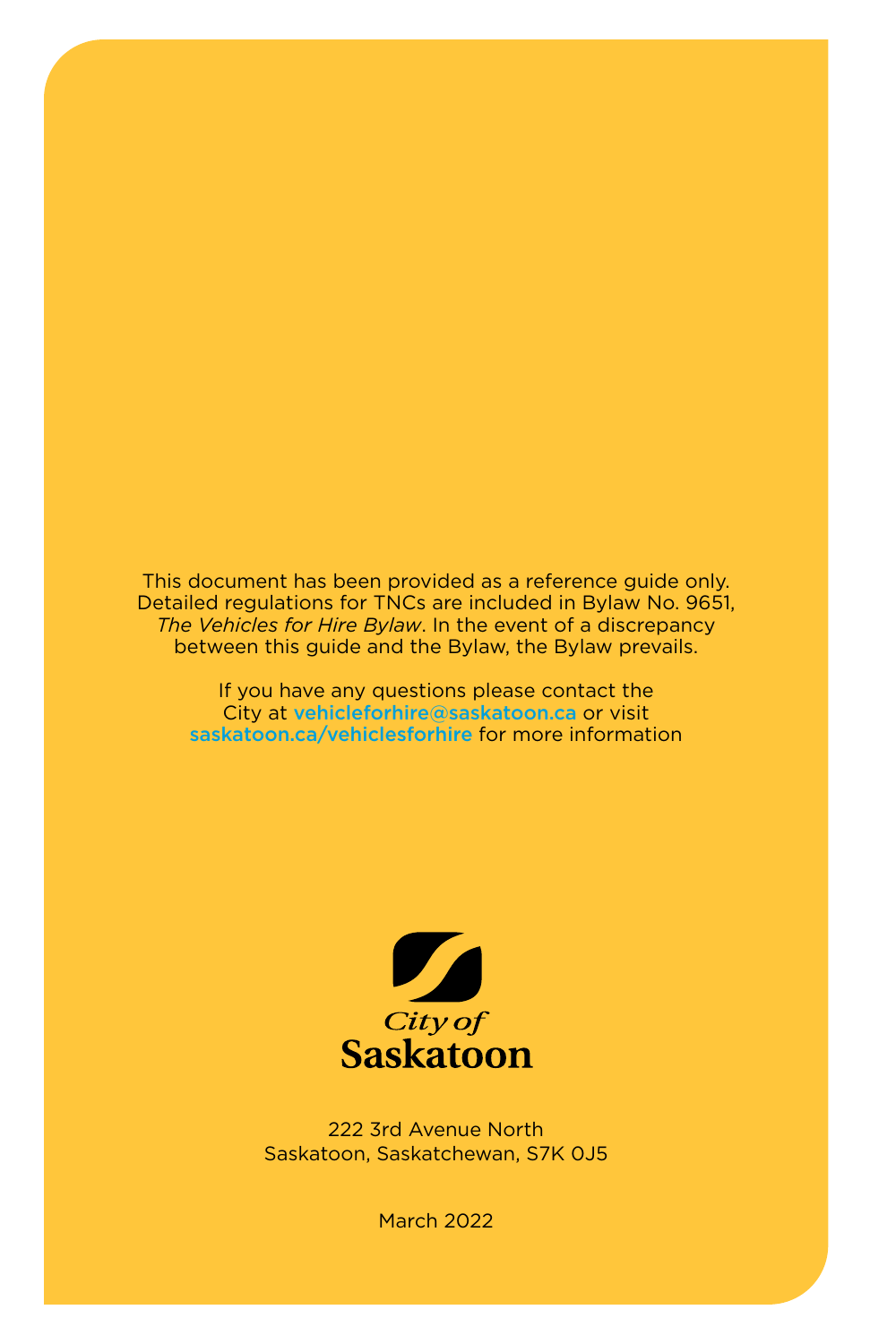This document has been provided as a reference guide only. Detailed regulations for TNCs are included in Bylaw No. 9651, *The Vehicles for Hire Bylaw*. In the event of a discrepancy between this guide and the Bylaw, the Bylaw prevails.

If you have any questions please contact the City at vehicleforhire@saskatoon.ca or visit saskatoon.ca/vehiclesforhire for more information

City of Saskatoon

222 3rd Avenue North
Saskatoon, Saskatchewan, S7K 0J5

March 2022